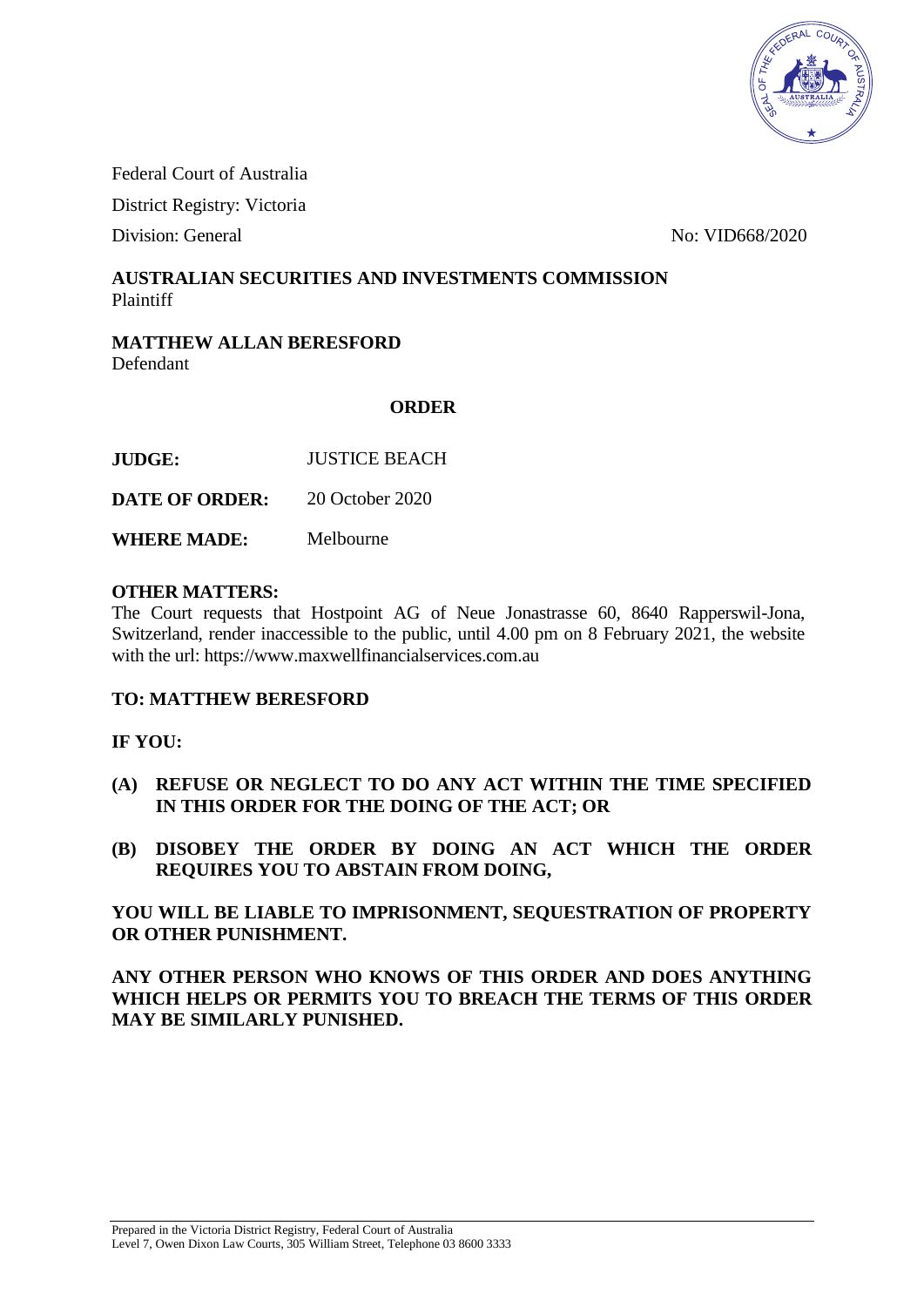Federal Court of Australia

District Registry: Victoria

Division: General No: VID668/2020

**AUSTRALIAN SECURITIES AND INVESTMENTS COMMISSION**
Plaintiff

**MATTHEW ALLAN BERESFORD**
Defendant

**ORDER**

| | |
|---|---|
| **JUDGE:** | JUSTICE BEACH |
| **DATE OF ORDER:** | 20 October 2020 |
| **WHERE MADE:** | Melbourne |

**OTHER MATTERS:**

The Court requests that Hostpoint AG of Neue Jonastrasse 60, 8640 Rapperswil-Jona, Switzerland, render inaccessible to the public, until 4.00 pm on 8 February 2021, the website with the url: https://www.maxwellfinancialservices.com.au

**TO: MATTHEW BERESFORD**

**IF YOU:**

**(A) REFUSE OR NEGLECT TO DO ANY ACT WITHIN THE TIME SPECIFIED IN THIS ORDER FOR THE DOING OF THE ACT; OR**

**(B) DISOBEY THE ORDER BY DOING AN ACT WHICH THE ORDER REQUIRES YOU TO ABSTAIN FROM DOING,**

**YOU WILL BE LIABLE TO IMPRISONMENT, SEQUESTRATION OF PROPERTY OR OTHER PUNISHMENT.**

**ANY OTHER PERSON WHO KNOWS OF THIS ORDER AND DOES ANYTHING WHICH HELPS OR PERMITS YOU TO BREACH THE TERMS OF THIS ORDER MAY BE SIMILARLY PUNISHED.**

Prepared in the Victoria District Registry, Federal Court of Australia
Level 7, Owen Dixon Law Courts, 305 William Street, Telephone 03 8600 3333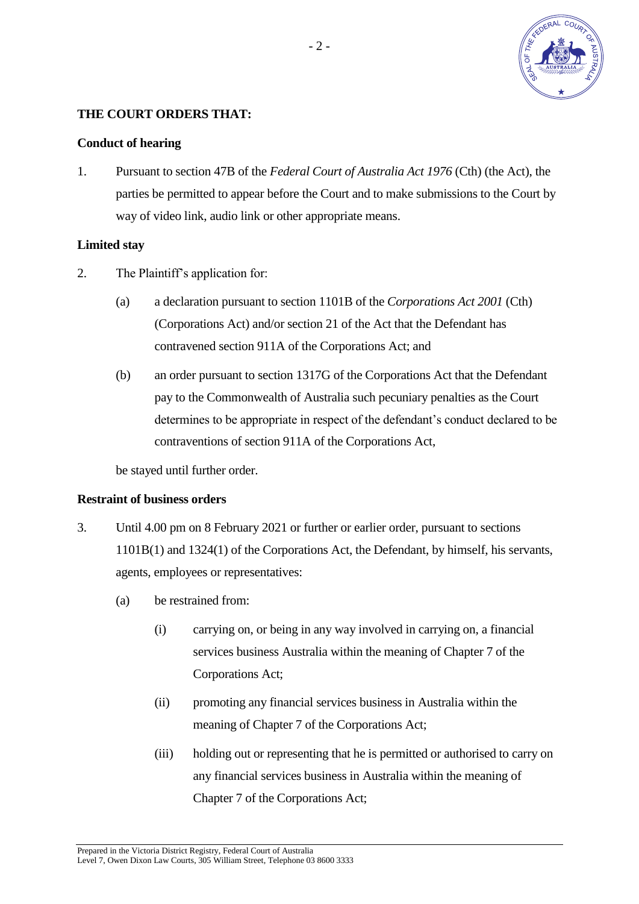**THE COURT ORDERS THAT:**

**Conduct of hearing**

1. Pursuant to section 47B of the *Federal Court of Australia Act 1976* (Cth) (the Act), the parties be permitted to appear before the Court and to make submissions to the Court by way of video link, audio link or other appropriate means.

**Limited stay**

2. The Plaintiff's application for:

   (a) a declaration pursuant to section 1101B of the *Corporations Act 2001* (Cth) (Corporations Act) and/or section 21 of the Act that the Defendant has contravened section 911A of the Corporations Act; and

   (b) an order pursuant to section 1317G of the Corporations Act that the Defendant pay to the Commonwealth of Australia such pecuniary penalties as the Court determines to be appropriate in respect of the defendant's conduct declared to be contraventions of section 911A of the Corporations Act,

   be stayed until further order.

**Restraint of business orders**

3. Until 4.00 pm on 8 February 2021 or further or earlier order, pursuant to sections 1101B(1) and 1324(1) of the Corporations Act, the Defendant, by himself, his servants, agents, employees or representatives:

   (a) be restrained from:

      (i) carrying on, or being in any way involved in carrying on, a financial services business Australia within the meaning of Chapter 7 of the Corporations Act;

      (ii) promoting any financial services business in Australia within the meaning of Chapter 7 of the Corporations Act;

      (iii) holding out or representing that he is permitted or authorised to carry on any financial services business in Australia within the meaning of Chapter 7 of the Corporations Act;

Prepared in the Victoria District Registry, Federal Court of Australia
Level 7, Owen Dixon Law Courts, 305 William Street, Telephone 03 8600 3333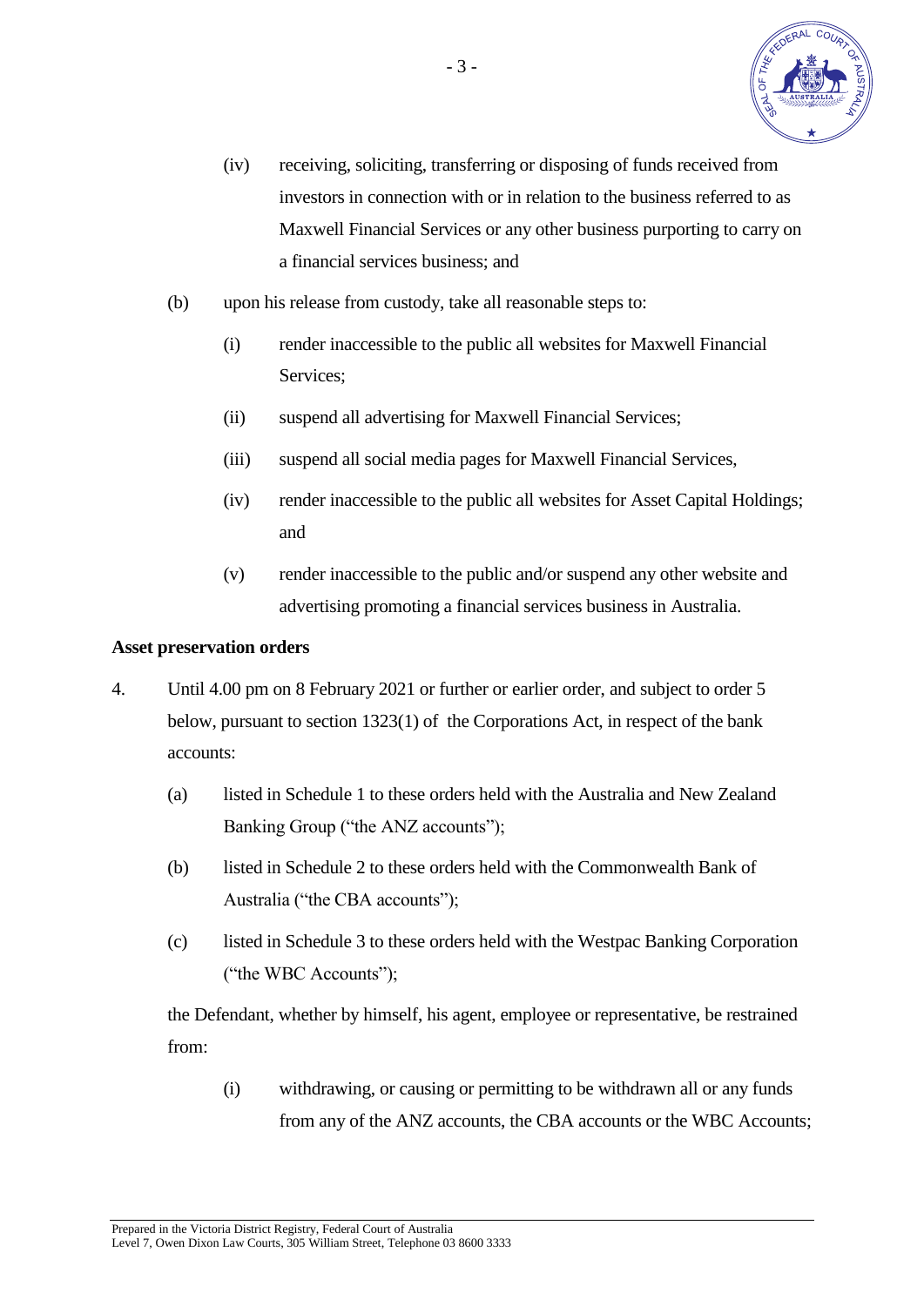(iv) receiving, soliciting, transferring or disposing of funds received from investors in connection with or in relation to the business referred to as Maxwell Financial Services or any other business purporting to carry on a financial services business; and

(b) upon his release from custody, take all reasonable steps to:

(i) render inaccessible to the public all websites for Maxwell Financial Services;

(ii) suspend all advertising for Maxwell Financial Services;

(iii) suspend all social media pages for Maxwell Financial Services,

(iv) render inaccessible to the public all websites for Asset Capital Holdings; and

(v) render inaccessible to the public and/or suspend any other website and advertising promoting a financial services business in Australia.

**Asset preservation orders**

4. Until 4.00 pm on 8 February 2021 or further or earlier order, and subject to order 5 below, pursuant to section 1323(1) of the Corporations Act, in respect of the bank accounts:

(a) listed in Schedule 1 to these orders held with the Australia and New Zealand Banking Group ("the ANZ accounts");

(b) listed in Schedule 2 to these orders held with the Commonwealth Bank of Australia ("the CBA accounts");

(c) listed in Schedule 3 to these orders held with the Westpac Banking Corporation ("the WBC Accounts");

the Defendant, whether by himself, his agent, employee or representative, be restrained from:

(i) withdrawing, or causing or permitting to be withdrawn all or any funds from any of the ANZ accounts, the CBA accounts or the WBC Accounts;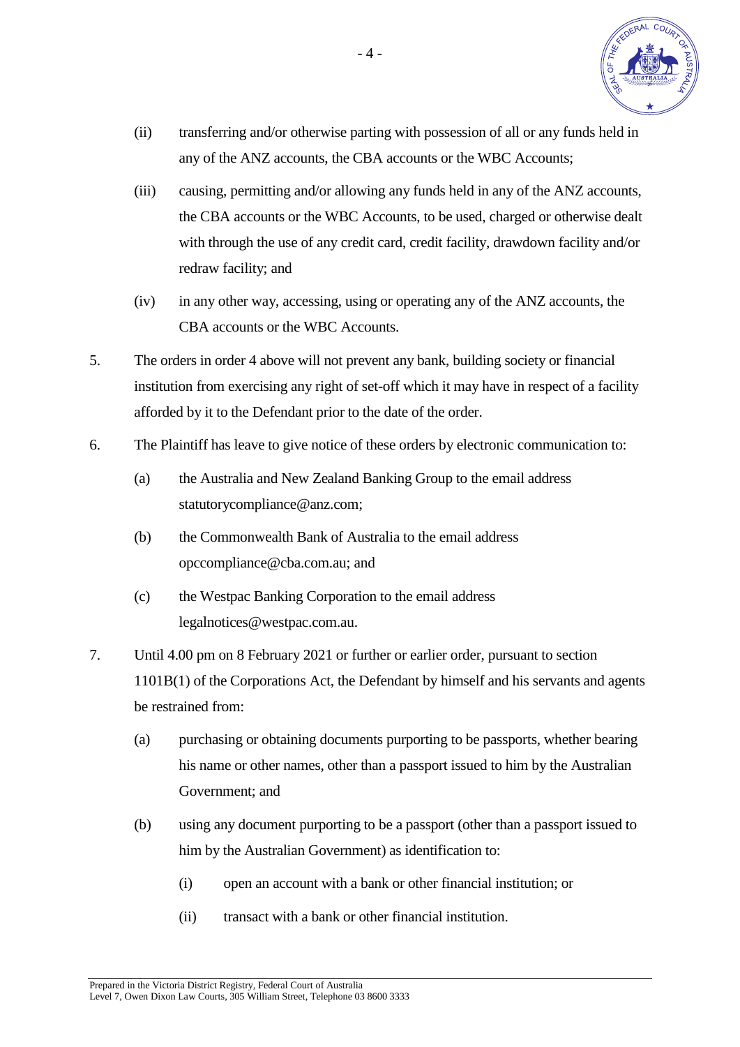(ii) transferring and/or otherwise parting with possession of all or any funds held in any of the ANZ accounts, the CBA accounts or the WBC Accounts;

(iii) causing, permitting and/or allowing any funds held in any of the ANZ accounts, the CBA accounts or the WBC Accounts, to be used, charged or otherwise dealt with through the use of any credit card, credit facility, drawdown facility and/or redraw facility; and

(iv) in any other way, accessing, using or operating any of the ANZ accounts, the CBA accounts or the WBC Accounts.

5. The orders in order 4 above will not prevent any bank, building society or financial institution from exercising any right of set-off which it may have in respect of a facility afforded by it to the Defendant prior to the date of the order.

6. The Plaintiff has leave to give notice of these orders by electronic communication to:

   (a) the Australia and New Zealand Banking Group to the email address statutorycompliance@anz.com;

   (b) the Commonwealth Bank of Australia to the email address opccompliance@cba.com.au; and

   (c) the Westpac Banking Corporation to the email address legalnotices@westpac.com.au.

7. Until 4.00 pm on 8 February 2021 or further or earlier order, pursuant to section 1101B(1) of the Corporations Act, the Defendant by himself and his servants and agents be restrained from:

   (a) purchasing or obtaining documents purporting to be passports, whether bearing his name or other names, other than a passport issued to him by the Australian Government; and

   (b) using any document purporting to be a passport (other than a passport issued to him by the Australian Government) as identification to:

      (i) open an account with a bank or other financial institution; or

      (ii) transact with a bank or other financial institution.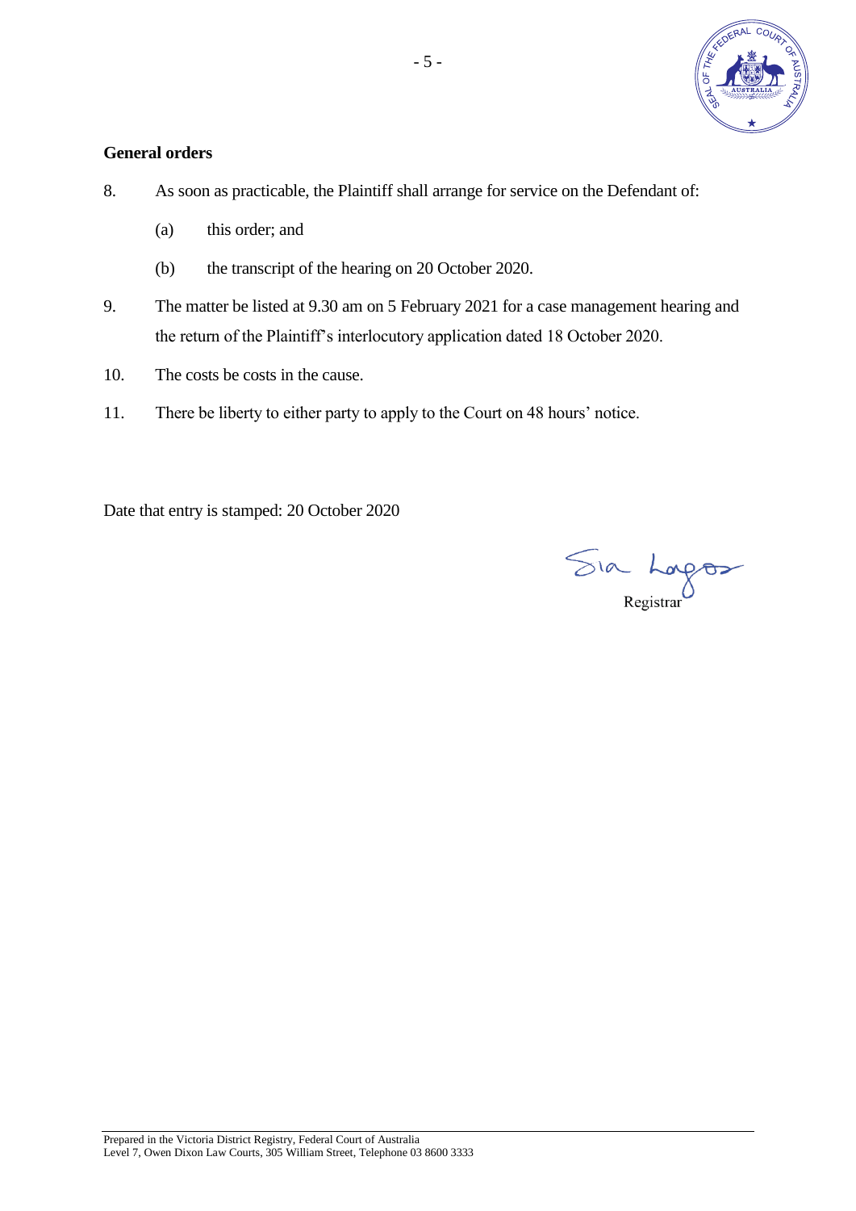**General orders**

8. As soon as practicable, the Plaintiff shall arrange for service on the Defendant of:

   (a) this order; and

   (b) the transcript of the hearing on 20 October 2020.

9. The matter be listed at 9.30 am on 5 February 2021 for a case management hearing and the return of the Plaintiff's interlocutory application dated 18 October 2020.

10. The costs be costs in the cause.

11. There be liberty to either party to apply to the Court on 48 hours' notice.

Date that entry is stamped: 20 October 2020

Registrar

Prepared in the Victoria District Registry, Federal Court of Australia
Level 7, Owen Dixon Law Courts, 305 William Street, Telephone 03 8600 3333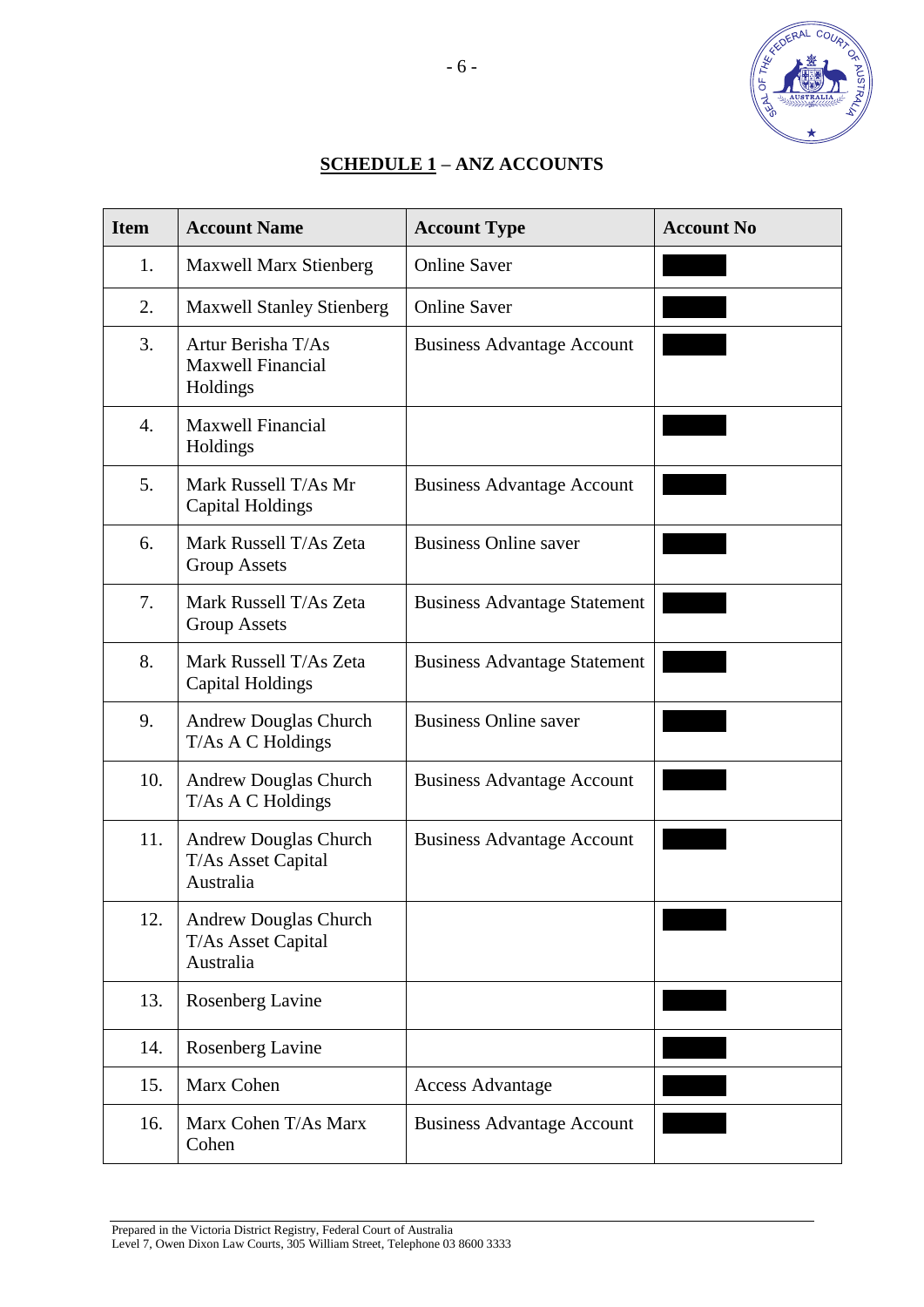## SCHEDULE 1 – ANZ ACCOUNTS

| Item | Account Name | Account Type | Account No |
|---|---|---|---|
| 1. | Maxwell Marx Stienberg | Online Saver | |
| 2. | Maxwell Stanley Stienberg | Online Saver | |
| 3. | Artur Berisha T/As Maxwell Financial Holdings | Business Advantage Account | |
| 4. | Maxwell Financial Holdings | | |
| 5. | Mark Russell T/As Mr Capital Holdings | Business Advantage Account | |
| 6. | Mark Russell T/As Zeta Group Assets | Business Online saver | |
| 7. | Mark Russell T/As Zeta Group Assets | Business Advantage Statement | |
| 8. | Mark Russell T/As Zeta Capital Holdings | Business Advantage Statement | |
| 9. | Andrew Douglas Church T/As A C Holdings | Business Online saver | |
| 10. | Andrew Douglas Church T/As A C Holdings | Business Advantage Account | |
| 11. | Andrew Douglas Church T/As Asset Capital Australia | Business Advantage Account | |
| 12. | Andrew Douglas Church T/As Asset Capital Australia | | |
| 13. | Rosenberg Lavine | | |
| 14. | Rosenberg Lavine | | |
| 15. | Marx Cohen | Access Advantage | |
| 16. | Marx Cohen T/As Marx Cohen | Business Advantage Account | |

Prepared in the Victoria District Registry, Federal Court of Australia
Level 7, Owen Dixon Law Courts, 305 William Street, Telephone 03 8600 3333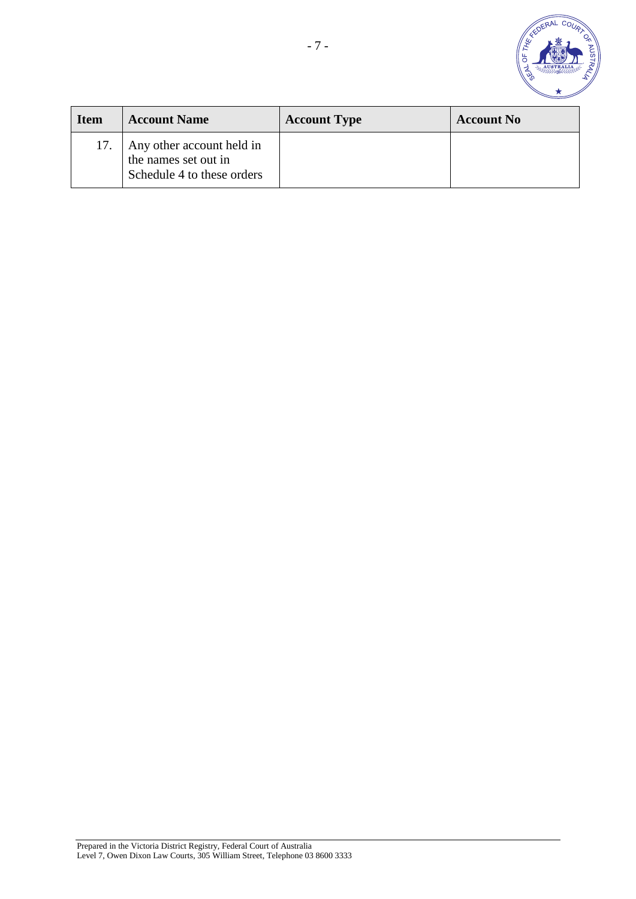| Item | Account Name | Account Type | Account No |
|---|---|---|---|
| 17. | Any other account held in the names set out in Schedule 4 to these orders | | |

Prepared in the Victoria District Registry, Federal Court of Australia
Level 7, Owen Dixon Law Courts, 305 William Street, Telephone 03 8600 3333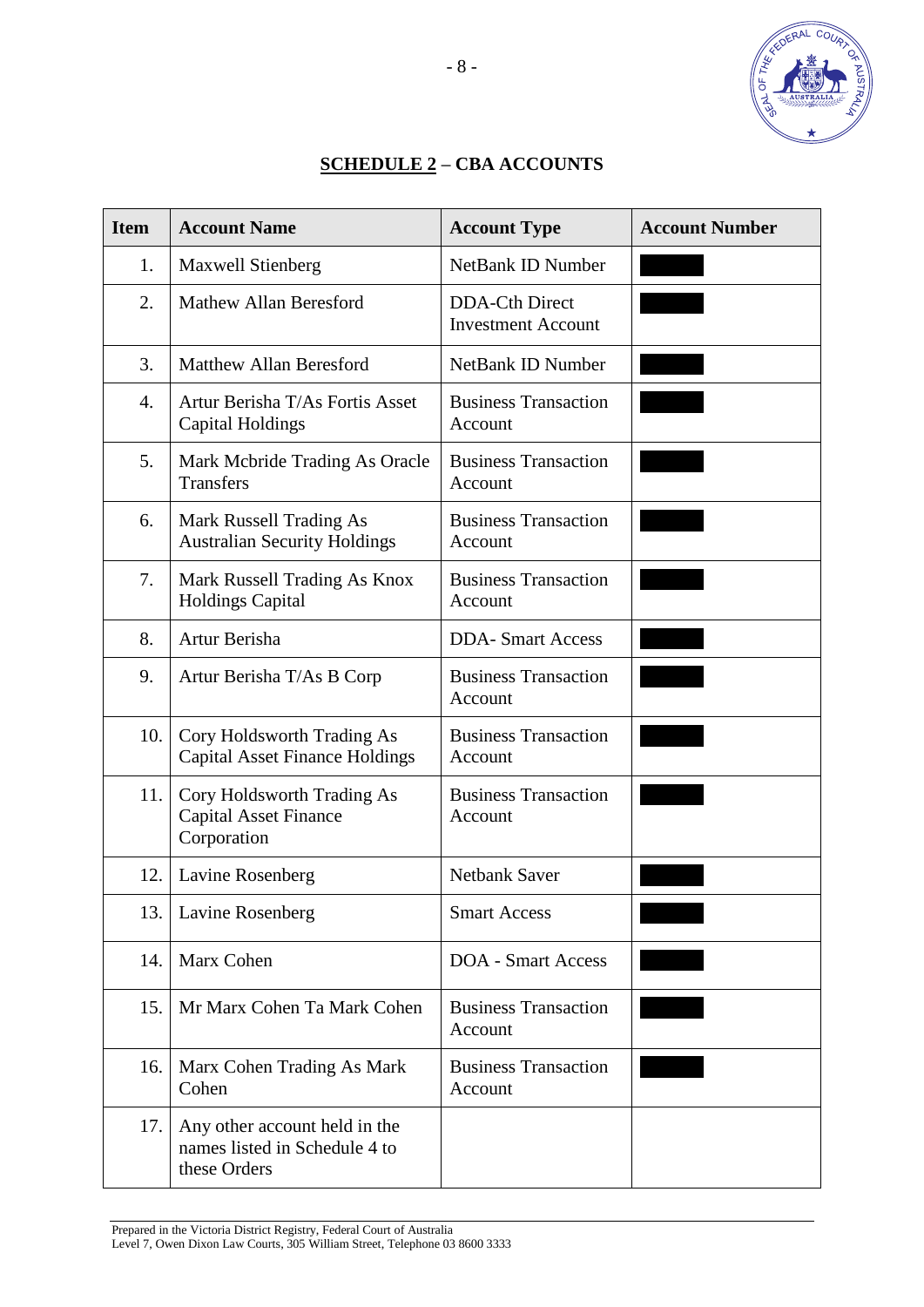## **<u>SCHEDULE 2</u> – CBA ACCOUNTS**

| Item | Account Name | Account Type | Account Number |
|---|---|---|---|
| 1. | Maxwell Stienberg | NetBank ID Number | ████ |
| 2. | Mathew Allan Beresford | DDA-Cth Direct Investment Account | ████ |
| 3. | Matthew Allan Beresford | NetBank ID Number | ████ |
| 4. | Artur Berisha T/As Fortis Asset Capital Holdings | Business Transaction Account | ████ |
| 5. | Mark Mcbride Trading As Oracle Transfers | Business Transaction Account | ████ |
| 6. | Mark Russell Trading As Australian Security Holdings | Business Transaction Account | ████ |
| 7. | Mark Russell Trading As Knox Holdings Capital | Business Transaction Account | ████ |
| 8. | Artur Berisha | DDA- Smart Access | ████ |
| 9. | Artur Berisha T/As B Corp | Business Transaction Account | ████ |
| 10. | Cory Holdsworth Trading As Capital Asset Finance Holdings | Business Transaction Account | ████ |
| 11. | Cory Holdsworth Trading As Capital Asset Finance Corporation | Business Transaction Account | ████ |
| 12. | Lavine Rosenberg | Netbank Saver | ████ |
| 13. | Lavine Rosenberg | Smart Access | ████ |
| 14. | Marx Cohen | DOA - Smart Access | ████ |
| 15. | Mr Marx Cohen Ta Mark Cohen | Business Transaction Account | ████ |
| 16. | Marx Cohen Trading As Mark Cohen | Business Transaction Account | ████ |
| 17. | Any other account held in the names listed in Schedule 4 to these Orders | | |

Prepared in the Victoria District Registry, Federal Court of Australia
Level 7, Owen Dixon Law Courts, 305 William Street, Telephone 03 8600 3333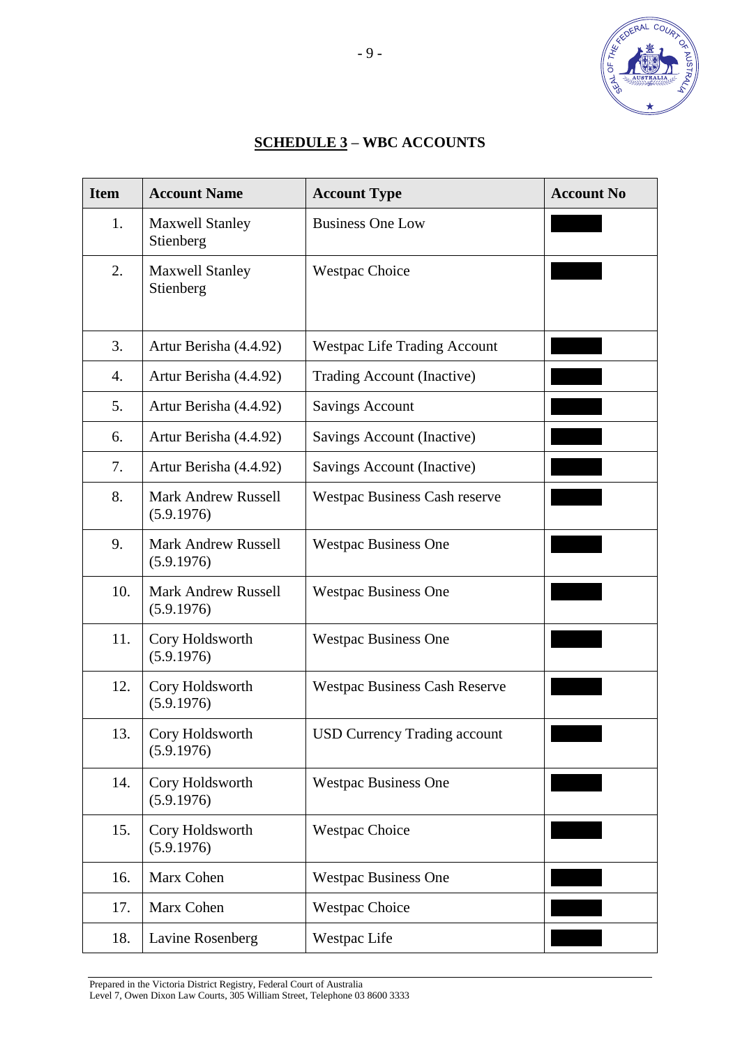## SCHEDULE 3 – WBC ACCOUNTS

| Item | Account Name | Account Type | Account No |
|---|---|---|---|
| 1. | Maxwell Stanley Stienberg | Business One Low | |
| 2. | Maxwell Stanley Stienberg | Westpac Choice | |
| 3. | Artur Berisha (4.4.92) | Westpac Life Trading Account | |
| 4. | Artur Berisha (4.4.92) | Trading Account (Inactive) | |
| 5. | Artur Berisha (4.4.92) | Savings Account | |
| 6. | Artur Berisha (4.4.92) | Savings Account (Inactive) | |
| 7. | Artur Berisha (4.4.92) | Savings Account (Inactive) | |
| 8. | Mark Andrew Russell (5.9.1976) | Westpac Business Cash reserve | |
| 9. | Mark Andrew Russell (5.9.1976) | Westpac Business One | |
| 10. | Mark Andrew Russell (5.9.1976) | Westpac Business One | |
| 11. | Cory Holdsworth (5.9.1976) | Westpac Business One | |
| 12. | Cory Holdsworth (5.9.1976) | Westpac Business Cash Reserve | |
| 13. | Cory Holdsworth (5.9.1976) | USD Currency Trading account | |
| 14. | Cory Holdsworth (5.9.1976) | Westpac Business One | |
| 15. | Cory Holdsworth (5.9.1976) | Westpac Choice | |
| 16. | Marx Cohen | Westpac Business One | |
| 17. | Marx Cohen | Westpac Choice | |
| 18. | Lavine Rosenberg | Westpac Life | |

Prepared in the Victoria District Registry, Federal Court of Australia
Level 7, Owen Dixon Law Courts, 305 William Street, Telephone 03 8600 3333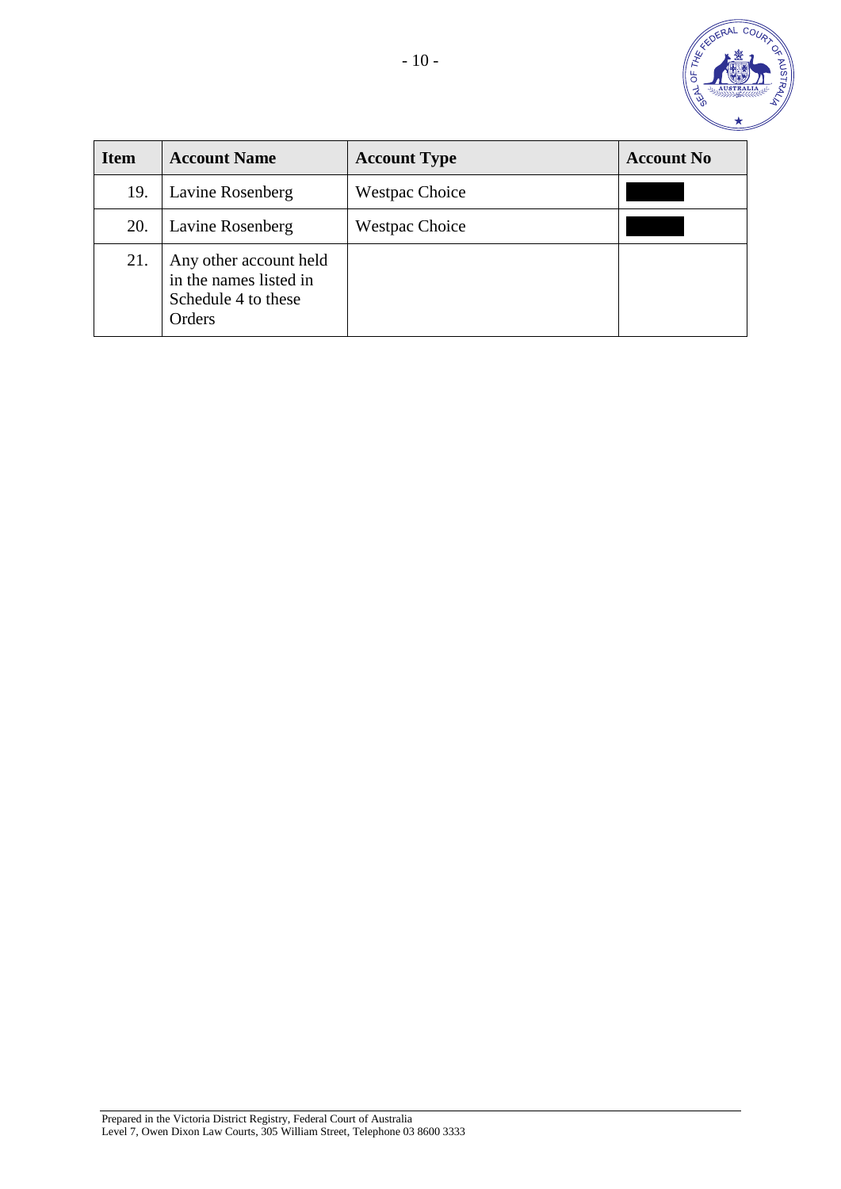| Item | Account Name | Account Type | Account No |
|---|---|---|---|
| 19. | Lavine Rosenberg | Westpac Choice | |
| 20. | Lavine Rosenberg | Westpac Choice | |
| 21. | Any other account held in the names listed in Schedule 4 to these Orders | | |

Prepared in the Victoria District Registry, Federal Court of Australia
Level 7, Owen Dixon Law Courts, 305 William Street, Telephone 03 8600 3333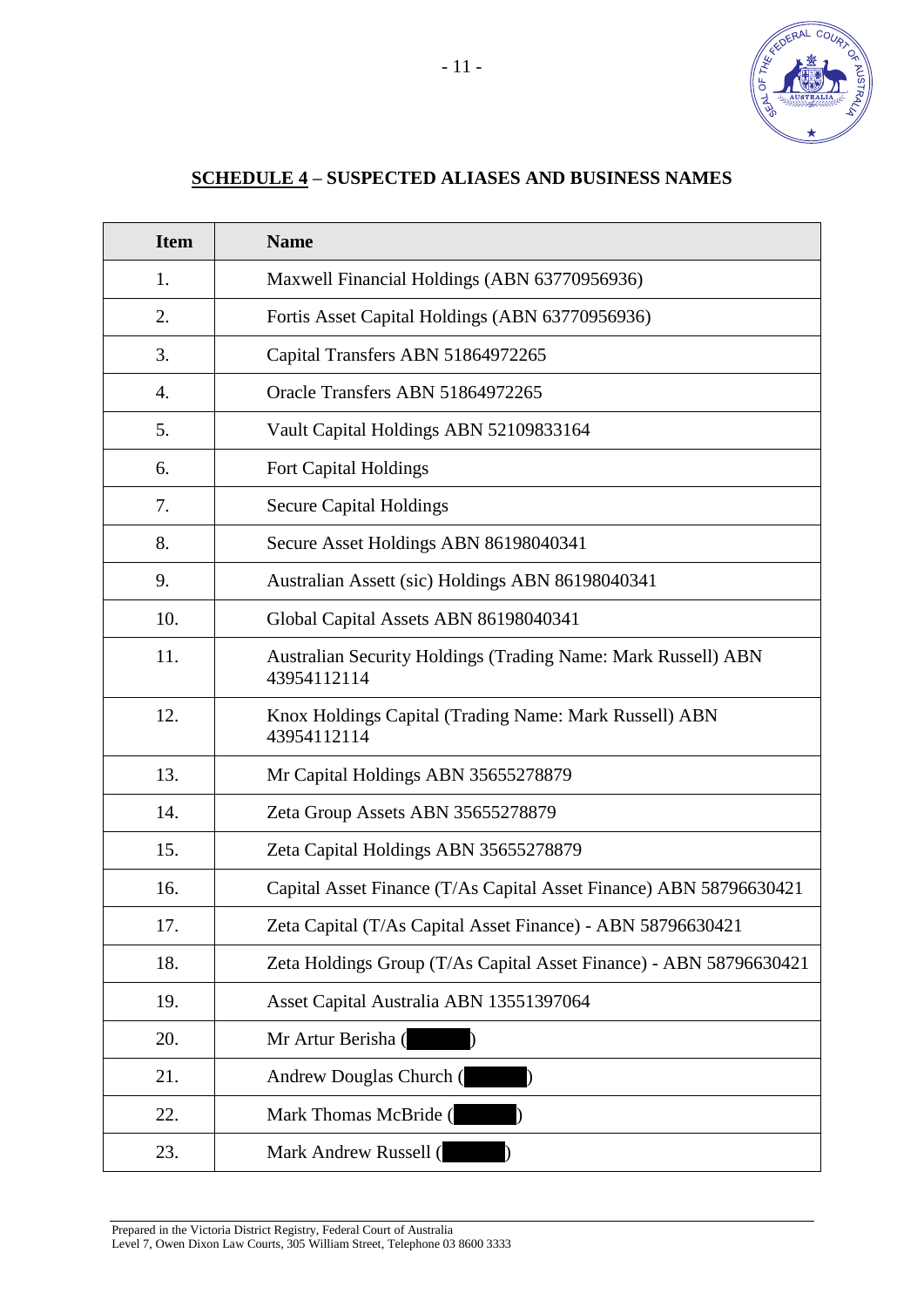## **SCHEDULE 4** – SUSPECTED ALIASES AND BUSINESS NAMES

| Item | Name |
|---|---|
| 1. | Maxwell Financial Holdings (ABN 63770956936) |
| 2. | Fortis Asset Capital Holdings (ABN 63770956936) |
| 3. | Capital Transfers ABN 51864972265 |
| 4. | Oracle Transfers ABN 51864972265 |
| 5. | Vault Capital Holdings ABN 52109833164 |
| 6. | Fort Capital Holdings |
| 7. | Secure Capital Holdings |
| 8. | Secure Asset Holdings ABN 86198040341 |
| 9. | Australian Assett (sic) Holdings ABN 86198040341 |
| 10. | Global Capital Assets ABN 86198040341 |
| 11. | Australian Security Holdings (Trading Name: Mark Russell) ABN 43954112114 |
| 12. | Knox Holdings Capital (Trading Name: Mark Russell) ABN 43954112114 |
| 13. | Mr Capital Holdings ABN 35655278879 |
| 14. | Zeta Group Assets ABN 35655278879 |
| 15. | Zeta Capital Holdings ABN 35655278879 |
| 16. | Capital Asset Finance (T/As Capital Asset Finance) ABN 58796630421 |
| 17. | Zeta Capital (T/As Capital Asset Finance) - ABN 58796630421 |
| 18. | Zeta Holdings Group (T/As Capital Asset Finance) - ABN 58796630421 |
| 19. | Asset Capital Australia ABN 13551397064 |
| 20. | Mr Artur Berisha ([redacted]) |
| 21. | Andrew Douglas Church ([redacted]) |
| 22. | Mark Thomas McBride ([redacted]) |
| 23. | Mark Andrew Russell ([redacted]) |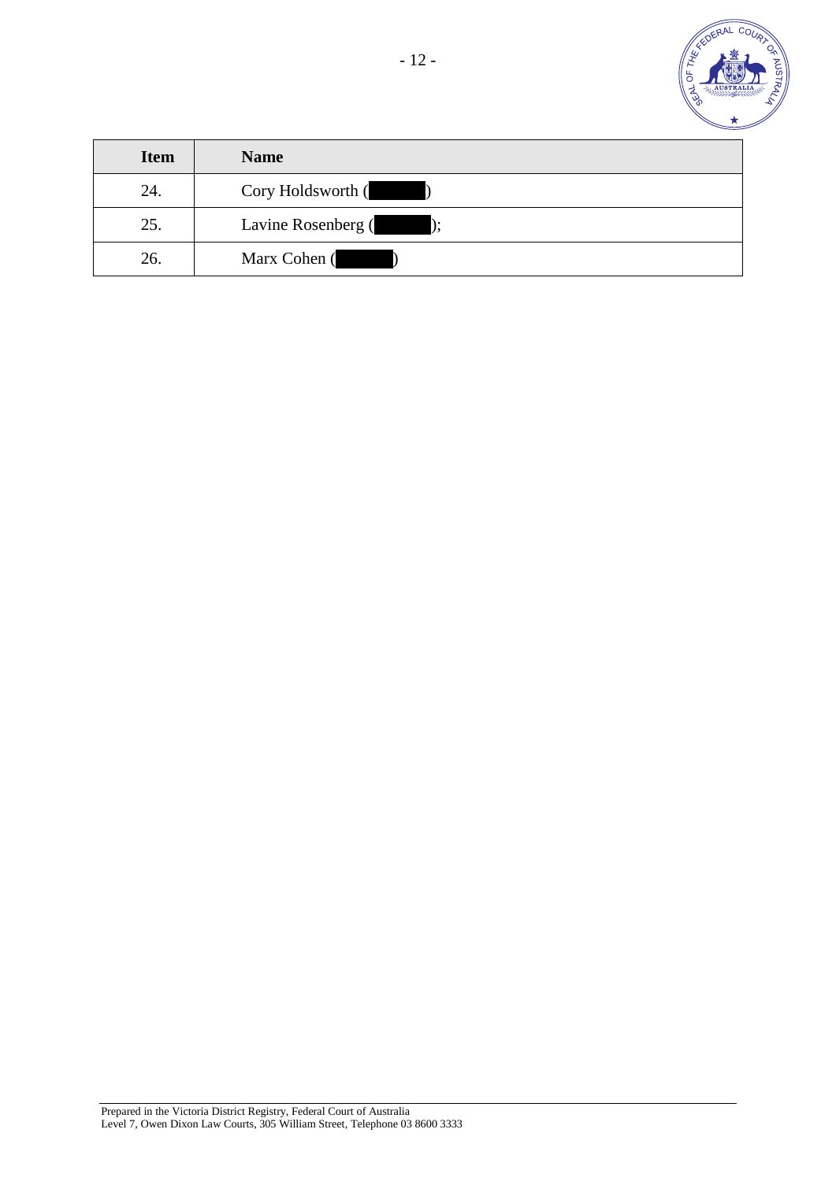| Item | Name |
|---|---|
| 24. | Cory Holdsworth ( ) |
| 25. | Lavine Rosenberg ( ); |
| 26. | Marx Cohen ( ) |

Prepared in the Victoria District Registry, Federal Court of Australia
Level 7, Owen Dixon Law Courts, 305 William Street, Telephone 03 8600 3333